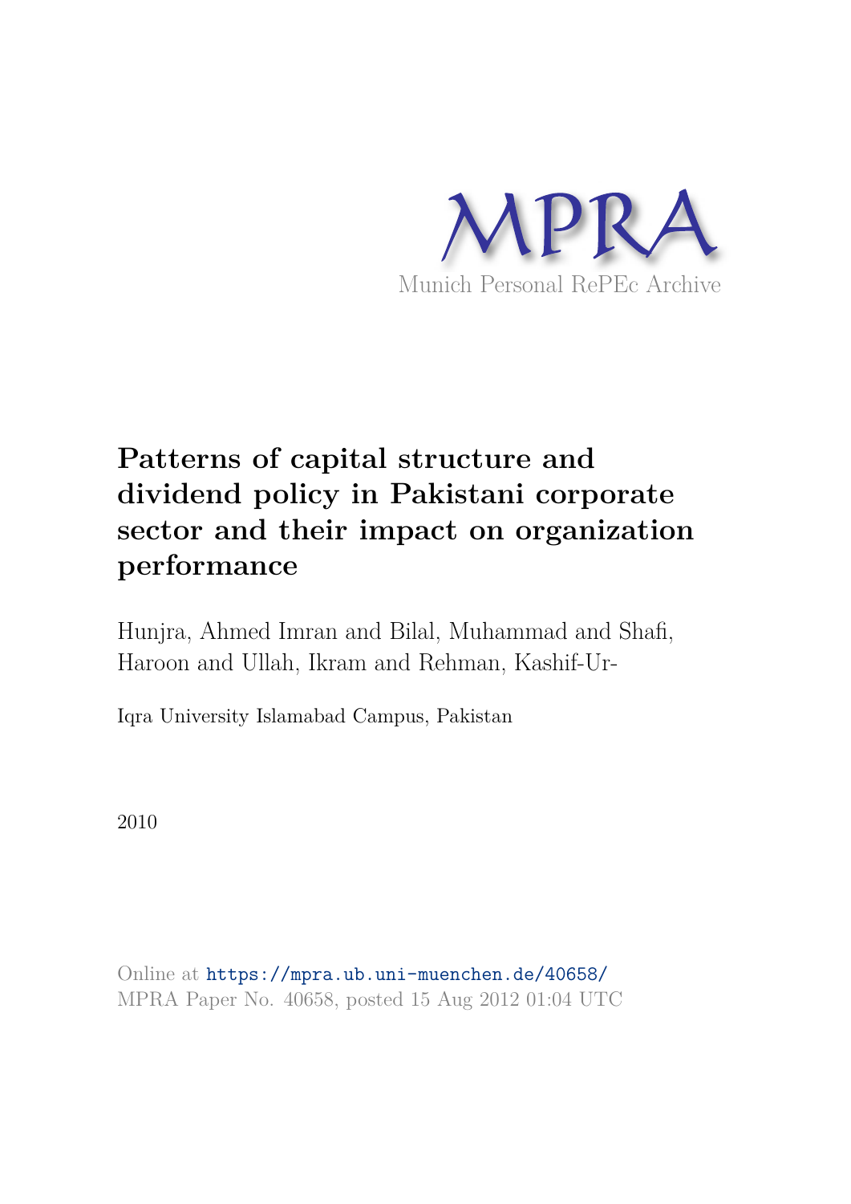MPRA

Munich Personal RePEc Archive

# Patterns of capital structure and dividend policy in Pakistani corporate sector and their impact on organization performance

Hunjra, Ahmed Imran and Bilal, Muhammad and Shafi, Haroon and Ullah, Ikram and Rehman, Kashif-Ur-

Iqra University Islamabad Campus, Pakistan

2010

Online at https://mpra.ub.uni-muenchen.de/40658/
MPRA Paper No. 40658, posted 15 Aug 2012 01:04 UTC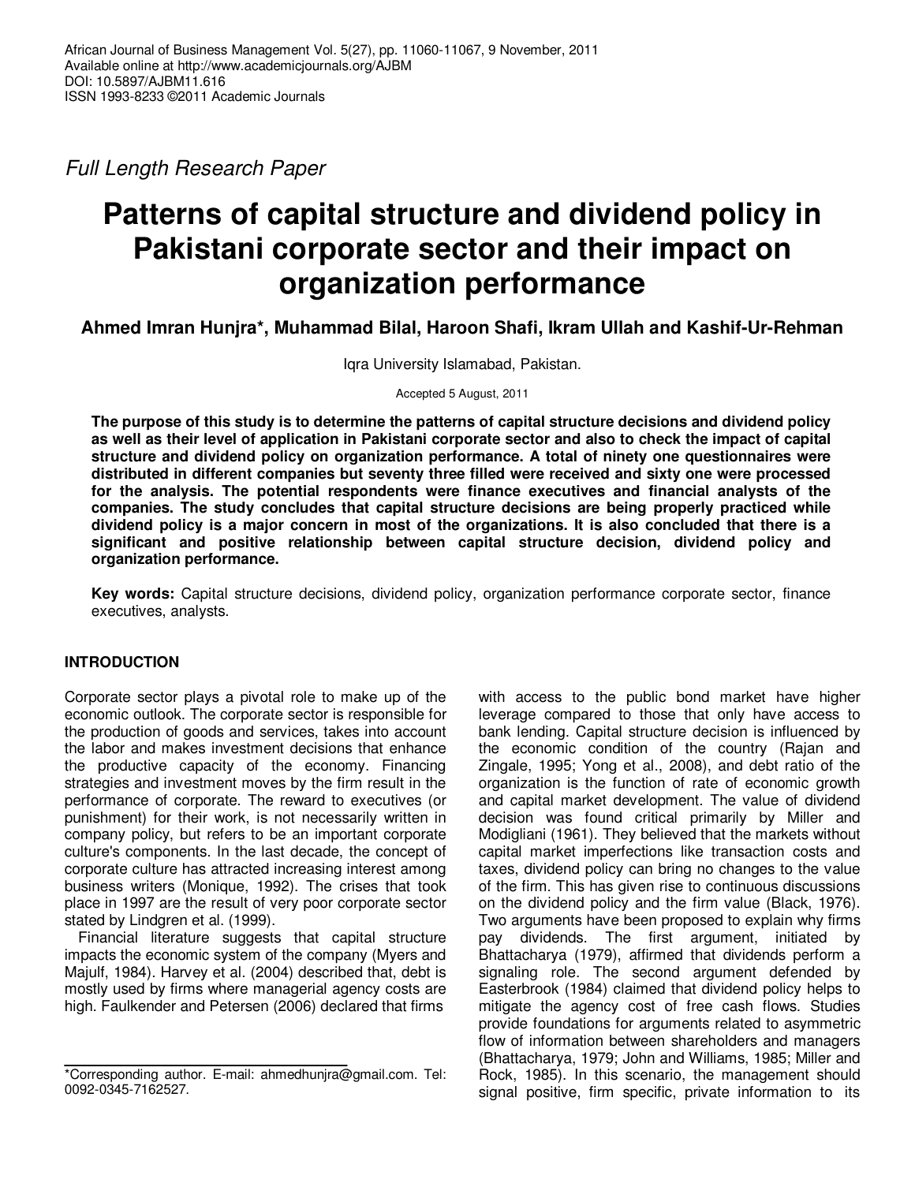*Full Length Research Paper*

# Patterns of capital structure and dividend policy in Pakistani corporate sector and their impact on organization performance

**Ahmed Imran Hunjra*, Muhammad Bilal, Haroon Shafi, Ikram Ullah and Kashif-Ur-Rehman**

Iqra University Islamabad, Pakistan.

Accepted 5 August, 2011

**The purpose of this study is to determine the patterns of capital structure decisions and dividend policy as well as their level of application in Pakistani corporate sector and also to check the impact of capital structure and dividend policy on organization performance. A total of ninety one questionnaires were distributed in different companies but seventy three filled were received and sixty one were processed for the analysis. The potential respondents were finance executives and financial analysts of the companies. The study concludes that capital structure decisions are being properly practiced while dividend policy is a major concern in most of the organizations. It is also concluded that there is a significant and positive relationship between capital structure decision, dividend policy and organization performance.**

**Key words:** Capital structure decisions, dividend policy, organization performance corporate sector, finance executives, analysts.

## INTRODUCTION

Corporate sector plays a pivotal role to make up of the economic outlook. The corporate sector is responsible for the production of goods and services, takes into account the labor and makes investment decisions that enhance the productive capacity of the economy. Financing strategies and investment moves by the firm result in the performance of corporate. The reward to executives (or punishment) for their work, is not necessarily written in company policy, but refers to be an important corporate culture's components. In the last decade, the concept of corporate culture has attracted increasing interest among business writers (Monique, 1992). The crises that took place in 1997 are the result of very poor corporate sector stated by Lindgren et al. (1999).

Financial literature suggests that capital structure impacts the economic system of the company (Myers and Majulf, 1984). Harvey et al. (2004) described that, debt is mostly used by firms where managerial agency costs are high. Faulkender and Petersen (2006) declared that firms with access to the public bond market have higher leverage compared to those that only have access to bank lending. Capital structure decision is influenced by the economic condition of the country (Rajan and Zingale, 1995; Yong et al., 2008), and debt ratio of the organization is the function of rate of economic growth and capital market development. The value of dividend decision was found critical primarily by Miller and Modigliani (1961). They believed that the markets without capital market imperfections like transaction costs and taxes, dividend policy can bring no changes to the value of the firm. This has given rise to continuous discussions on the dividend policy and the firm value (Black, 1976). Two arguments have been proposed to explain why firms pay dividends. The first argument, initiated by Bhattacharya (1979), affirmed that dividends perform a signaling role. The second argument defended by Easterbrook (1984) claimed that dividend policy helps to mitigate the agency cost of free cash flows. Studies provide foundations for arguments related to asymmetric flow of information between shareholders and managers (Bhattacharya, 1979; John and Williams, 1985; Miller and Rock, 1985). In this scenario, the management should signal positive, firm specific, private information to its

*Corresponding author. E-mail: ahmedhunjra@gmail.com. Tel: 0092-0345-7162527.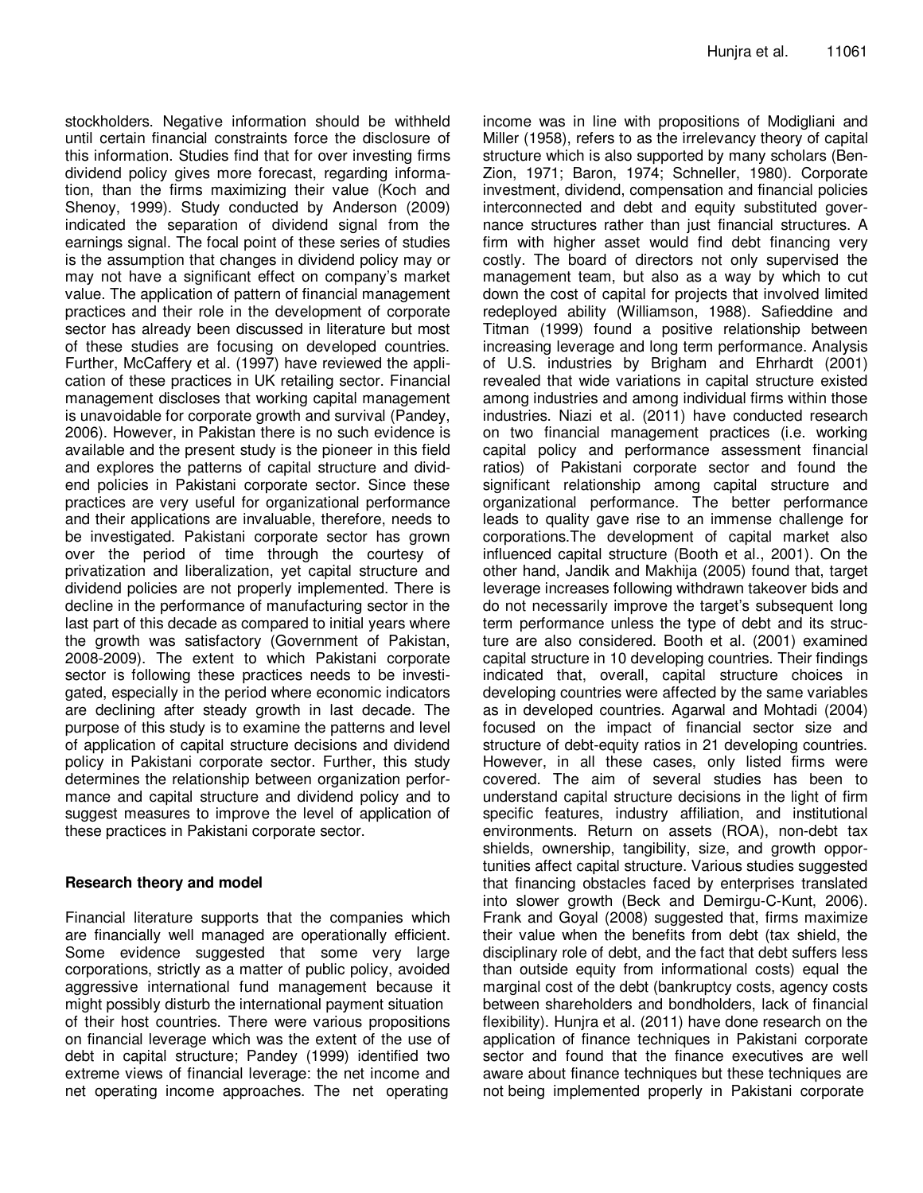stockholders. Negative information should be withheld until certain financial constraints force the disclosure of this information. Studies find that for over investing firms dividend policy gives more forecast, regarding information, than the firms maximizing their value (Koch and Shenoy, 1999). Study conducted by Anderson (2009) indicated the separation of dividend signal from the earnings signal. The focal point of these series of studies is the assumption that changes in dividend policy may or may not have a significant effect on company's market value. The application of pattern of financial management practices and their role in the development of corporate sector has already been discussed in literature but most of these studies are focusing on developed countries. Further, McCaffery et al. (1997) have reviewed the application of these practices in UK retailing sector. Financial management discloses that working capital management is unavoidable for corporate growth and survival (Pandey, 2006). However, in Pakistan there is no such evidence is available and the present study is the pioneer in this field and explores the patterns of capital structure and dividend policies in Pakistani corporate sector. Since these practices are very useful for organizational performance and their applications are invaluable, therefore, needs to be investigated. Pakistani corporate sector has grown over the period of time through the courtesy of privatization and liberalization, yet capital structure and dividend policies are not properly implemented. There is decline in the performance of manufacturing sector in the last part of this decade as compared to initial years where the growth was satisfactory (Government of Pakistan, 2008-2009). The extent to which Pakistani corporate sector is following these practices needs to be investigated, especially in the period where economic indicators are declining after steady growth in last decade. The purpose of this study is to examine the patterns and level of application of capital structure decisions and dividend policy in Pakistani corporate sector. Further, this study determines the relationship between organization performance and capital structure and dividend policy and to suggest measures to improve the level of application of these practices in Pakistani corporate sector.

## Research theory and model

Financial literature supports that the companies which are financially well managed are operationally efficient. Some evidence suggested that some very large corporations, strictly as a matter of public policy, avoided aggressive international fund management because it might possibly disturb the international payment situation of their host countries. There were various propositions on financial leverage which was the extent of the use of debt in capital structure; Pandey (1999) identified two extreme views of financial leverage: the net income and net operating income approaches. The net operating income was in line with propositions of Modigliani and Miller (1958), refers to as the irrelevancy theory of capital structure which is also supported by many scholars (Ben-Zion, 1971; Baron, 1974; Schneller, 1980). Corporate investment, dividend, compensation and financial policies interconnected and debt and equity substituted governance structures rather than just financial structures. A firm with higher asset would find debt financing very costly. The board of directors not only supervised the management team, but also as a way by which to cut down the cost of capital for projects that involved limited redeployed ability (Williamson, 1988). Safieddine and Titman (1999) found a positive relationship between increasing leverage and long term performance. Analysis of U.S. industries by Brigham and Ehrhardt (2001) revealed that wide variations in capital structure existed among industries and among individual firms within those industries. Niazi et al. (2011) have conducted research on two financial management practices (i.e. working capital policy and performance assessment financial ratios) of Pakistani corporate sector and found the significant relationship among capital structure and organizational performance. The better performance leads to quality gave rise to an immense challenge for corporations.The development of capital market also influenced capital structure (Booth et al., 2001). On the other hand, Jandik and Makhija (2005) found that, target leverage increases following withdrawn takeover bids and do not necessarily improve the target's subsequent long term performance unless the type of debt and its structure are also considered. Booth et al. (2001) examined capital structure in 10 developing countries. Their findings indicated that, overall, capital structure choices in developing countries were affected by the same variables as in developed countries. Agarwal and Mohtadi (2004) focused on the impact of financial sector size and structure of debt-equity ratios in 21 developing countries. However, in all these cases, only listed firms were covered. The aim of several studies has been to understand capital structure decisions in the light of firm specific features, industry affiliation, and institutional environments. Return on assets (ROA), non-debt tax shields, ownership, tangibility, size, and growth opportunities affect capital structure. Various studies suggested that financing obstacles faced by enterprises translated into slower growth (Beck and Demirgu-C-Kunt, 2006). Frank and Goyal (2008) suggested that, firms maximize their value when the benefits from debt (tax shield, the disciplinary role of debt, and the fact that debt suffers less than outside equity from informational costs) equal the marginal cost of the debt (bankruptcy costs, agency costs between shareholders and bondholders, lack of financial flexibility). Hunjra et al. (2011) have done research on the application of finance techniques in Pakistani corporate sector and found that the finance executives are well aware about finance techniques but these techniques are not being implemented properly in Pakistani corporate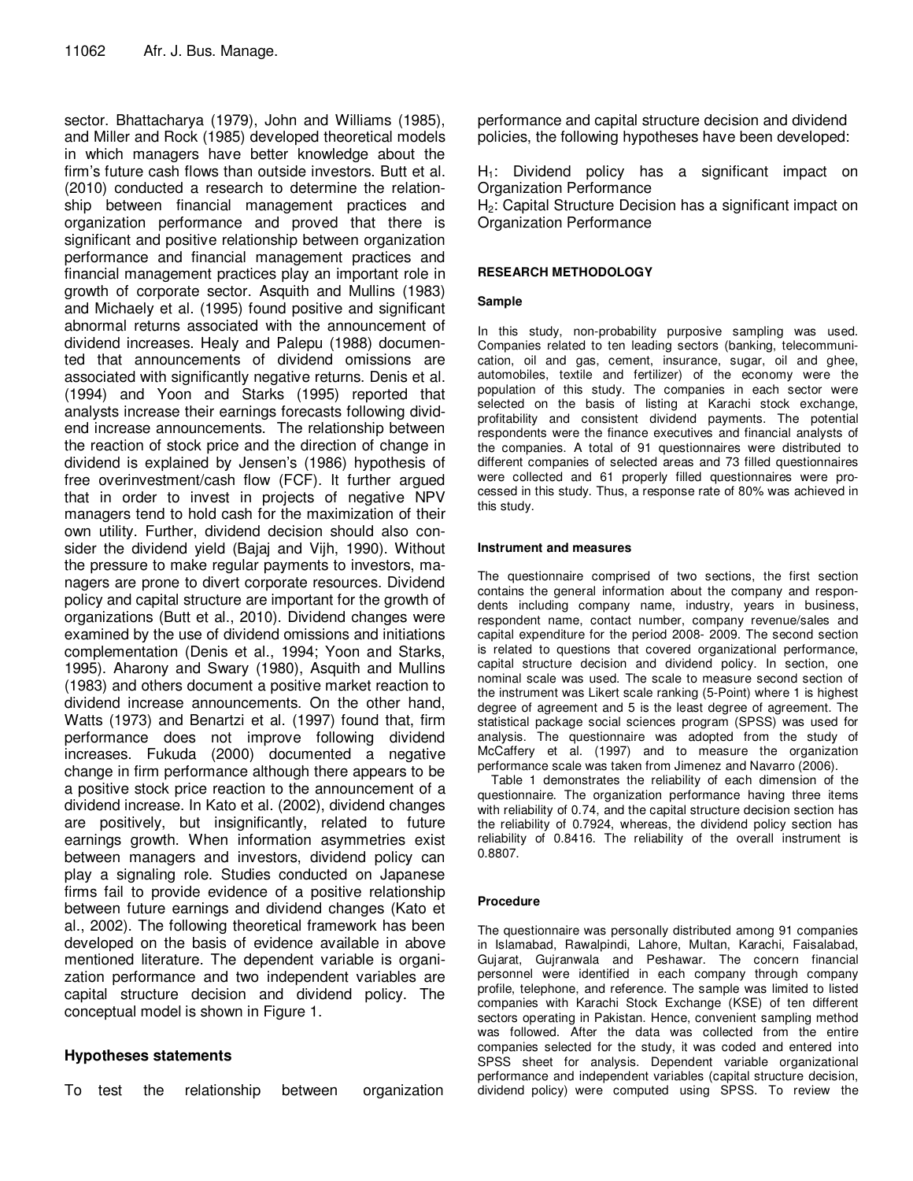sector. Bhattacharya (1979), John and Williams (1985), and Miller and Rock (1985) developed theoretical models in which managers have better knowledge about the firm's future cash flows than outside investors. Butt et al. (2010) conducted a research to determine the relationship between financial management practices and organization performance and proved that there is significant and positive relationship between organization performance and financial management practices and financial management practices play an important role in growth of corporate sector. Asquith and Mullins (1983) and Michaely et al. (1995) found positive and significant abnormal returns associated with the announcement of dividend increases. Healy and Palepu (1988) documented that announcements of dividend omissions are associated with significantly negative returns. Denis et al. (1994) and Yoon and Starks (1995) reported that analysts increase their earnings forecasts following dividend increase announcements. The relationship between the reaction of stock price and the direction of change in dividend is explained by Jensen's (1986) hypothesis of free overinvestment/cash flow (FCF). It further argued that in order to invest in projects of negative NPV managers tend to hold cash for the maximization of their own utility. Further, dividend decision should also consider the dividend yield (Bajaj and Vijh, 1990). Without the pressure to make regular payments to investors, managers are prone to divert corporate resources. Dividend policy and capital structure are important for the growth of organizations (Butt et al., 2010). Dividend changes were examined by the use of dividend omissions and initiations complementation (Denis et al., 1994; Yoon and Starks, 1995). Aharony and Swary (1980), Asquith and Mullins (1983) and others document a positive market reaction to dividend increase announcements. On the other hand, Watts (1973) and Benartzi et al. (1997) found that, firm performance does not improve following dividend increases. Fukuda (2000) documented a negative change in firm performance although there appears to be a positive stock price reaction to the announcement of a dividend increase. In Kato et al. (2002), dividend changes are positively, but insignificantly, related to future earnings growth. When information asymmetries exist between managers and investors, dividend policy can play a signaling role. Studies conducted on Japanese firms fail to provide evidence of a positive relationship between future earnings and dividend changes (Kato et al., 2002). The following theoretical framework has been developed on the basis of evidence available in above mentioned literature. The dependent variable is organization performance and two independent variables are capital structure decision and dividend policy. The conceptual model is shown in Figure 1.

## Hypotheses statements

To test the relationship between organization performance and capital structure decision and dividend policies, the following hypotheses have been developed:

$H_1$: Dividend policy has a significant impact on Organization Performance

$H_2$: Capital Structure Decision has a significant impact on Organization Performance

## RESEARCH METHODOLOGY

### Sample

In this study, non-probability purposive sampling was used. Companies related to ten leading sectors (banking, telecommunication, oil and gas, cement, insurance, sugar, oil and ghee, automobiles, textile and fertilizer) of the economy were the population of this study. The companies in each sector were selected on the basis of listing at Karachi stock exchange, profitability and consistent dividend payments. The potential respondents were the finance executives and financial analysts of the companies. A total of 91 questionnaires were distributed to different companies of selected areas and 73 filled questionnaires were collected and 61 properly filled questionnaires were processed in this study. Thus, a response rate of 80% was achieved in this study.

### Instrument and measures

The questionnaire comprised of two sections, the first section contains the general information about the company and respondents including company name, industry, years in business, respondent name, contact number, company revenue/sales and capital expenditure for the period 2008- 2009. The second section is related to questions that covered organizational performance, capital structure decision and dividend policy. In section, one nominal scale was used. The scale to measure second section of the instrument was Likert scale ranking (5-Point) where 1 is highest degree of agreement and 5 is the least degree of agreement. The statistical package social sciences program (SPSS) was used for analysis. The questionnaire was adopted from the study of McCaffery et al. (1997) and to measure the organization performance scale was taken from Jimenez and Navarro (2006).

Table 1 demonstrates the reliability of each dimension of the questionnaire. The organization performance having three items with reliability of 0.74, and the capital structure decision section has the reliability of 0.7924, whereas, the dividend policy section has reliability of 0.8416. The reliability of the overall instrument is 0.8807.

### Procedure

The questionnaire was personally distributed among 91 companies in Islamabad, Rawalpindi, Lahore, Multan, Karachi, Faisalabad, Gujarat, Gujranwala and Peshawar. The concern financial personnel were identified in each company through company profile, telephone, and reference. The sample was limited to listed companies with Karachi Stock Exchange (KSE) of ten different sectors operating in Pakistan. Hence, convenient sampling method was followed. After the data was collected from the entire companies selected for the study, it was coded and entered into SPSS sheet for analysis. Dependent variable organizational performance and independent variables (capital structure decision, dividend policy) were computed using SPSS. To review the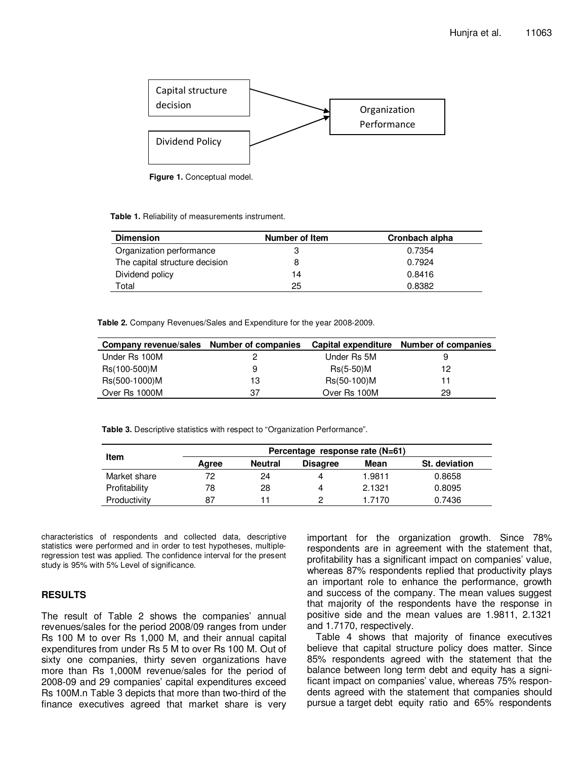Capital structure decision → Organization Performance

Dividend Policy → Organization Performance

**Figure 1.** Conceptual model.

**Table 1.** Reliability of measurements instrument.

| Dimension | Number of Item | Cronbach alpha |
|---|---|---|
| Organization performance | 3 | 0.7354 |
| The capital structure decision | 8 | 0.7924 |
| Dividend policy | 14 | 0.8416 |
| Total | 25 | 0.8382 |

**Table 2.** Company Revenues/Sales and Expenditure for the year 2008-2009.

| Company revenue/sales | Number of companies | Capital expenditure | Number of companies |
|---|---|---|---|
| Under Rs 100M | 2 | Under Rs 5M | 9 |
| Rs(100-500)M | 9 | Rs(5-50)M | 12 |
| Rs(500-1000)M | 13 | Rs(50-100)M | 11 |
| Over Rs 1000M | 37 | Over Rs 100M | 29 |

**Table 3.** Descriptive statistics with respect to "Organization Performance".

| Item | Percentage response rate (N=61) | | | | |
|---|---|---|---|---|---|
| | Agree | Neutral | Disagree | Mean | St. deviation |
| Market share | 72 | 24 | 4 | 1.9811 | 0.8658 |
| Profitability | 78 | 28 | 4 | 2.1321 | 0.8095 |
| Productivity | 87 | 11 | 2 | 1.7170 | 0.7436 |

characteristics of respondents and collected data, descriptive statistics were performed and in order to test hypotheses, multiple-regression test was applied. The confidence interval for the present study is 95% with 5% Level of significance.

## RESULTS

The result of Table 2 shows the companies' annual revenues/sales for the period 2008/09 ranges from under Rs 100 M to over Rs 1,000 M, and their annual capital expenditures from under Rs 5 M to over Rs 100 M. Out of sixty one companies, thirty seven organizations have more than Rs 1,000M revenue/sales for the period of 2008-09 and 29 companies' capital expenditures exceed Rs 100M.n Table 3 depicts that more than two-third of the finance executives agreed that market share is very important for the organization growth. Since 78% respondents are in agreement with the statement that, profitability has a significant impact on companies' value, whereas 87% respondents replied that productivity plays an important role to enhance the performance, growth and success of the company. The mean values suggest that majority of the respondents have the response in positive side and the mean values are 1.9811, 2.1321 and 1.7170, respectively.

Table 4 shows that majority of finance executives believe that capital structure policy does matter. Since 85% respondents agreed with the statement that the balance between long term debt and equity has a significant impact on companies' value, whereas 75% respondents agreed with the statement that companies should pursue a target debt equity ratio and 65% respondents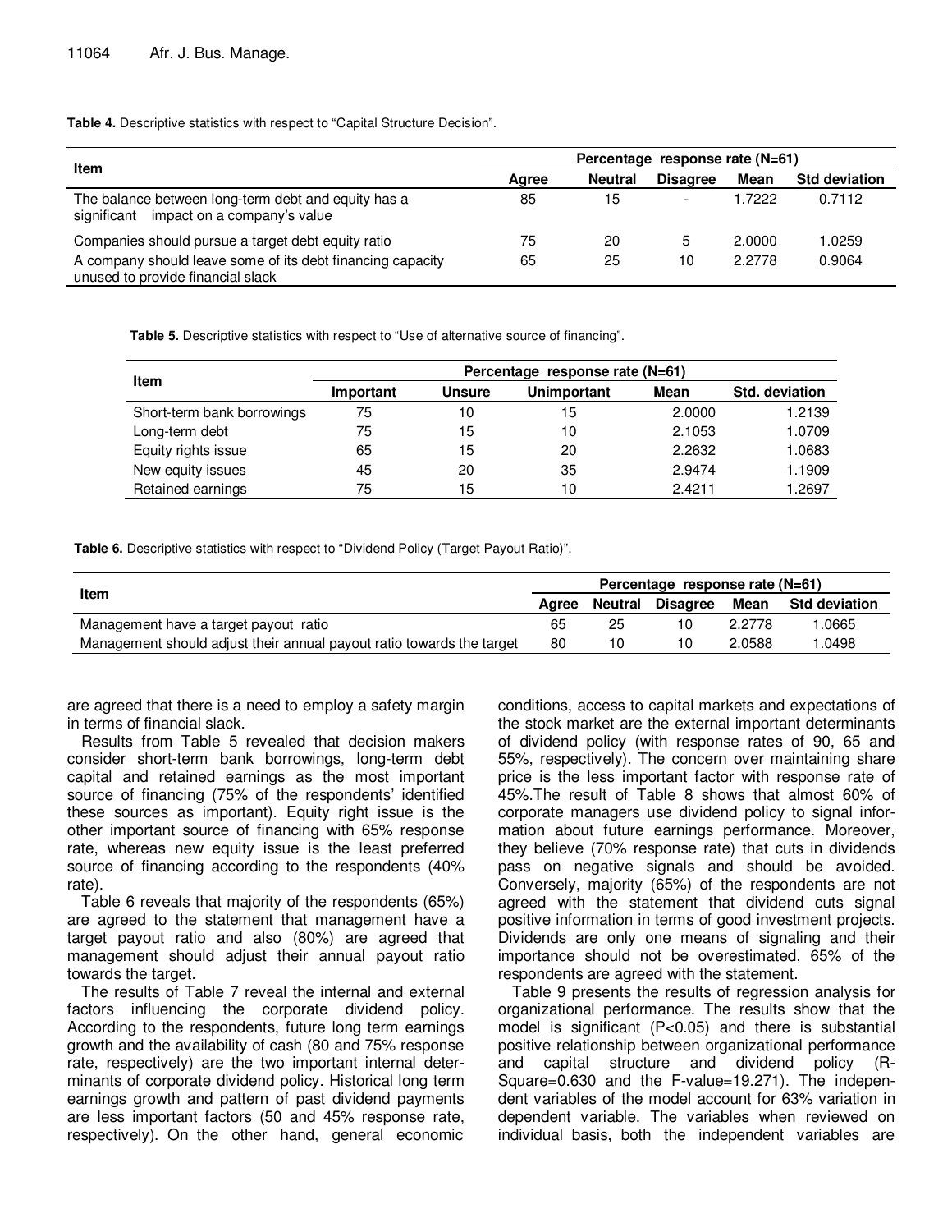**Table 4.** Descriptive statistics with respect to "Capital Structure Decision".

| Item | Percentage response rate (N=61) | | | | |
|---|---|---|---|---|---|
| | Agree | Neutral | Disagree | Mean | Std deviation |
| The balance between long-term debt and equity has a significant impact on a company's value | 85 | 15 | - | 1.7222 | 0.7112 |
| Companies should pursue a target debt equity ratio | 75 | 20 | 5 | 2.0000 | 1.0259 |
| A company should leave some of its debt financing capacity unused to provide financial slack | 65 | 25 | 10 | 2.2778 | 0.9064 |

**Table 5.** Descriptive statistics with respect to "Use of alternative source of financing".

| Item | Percentage response rate (N=61) | | | | |
|---|---|---|---|---|---|
| | Important | Unsure | Unimportant | Mean | Std. deviation |
| Short-term bank borrowings | 75 | 10 | 15 | 2.0000 | 1.2139 |
| Long-term debt | 75 | 15 | 10 | 2.1053 | 1.0709 |
| Equity rights issue | 65 | 15 | 20 | 2.2632 | 1.0683 |
| New equity issues | 45 | 20 | 35 | 2.9474 | 1.1909 |
| Retained earnings | 75 | 15 | 10 | 2.4211 | 1.2697 |

**Table 6.** Descriptive statistics with respect to "Dividend Policy (Target Payout Ratio)".

| Item | Percentage response rate (N=61) | | | | |
|---|---|---|---|---|---|
| | Agree | Neutral | Disagree | Mean | Std deviation |
| Management have a target payout ratio | 65 | 25 | 10 | 2.2778 | 1.0665 |
| Management should adjust their annual payout ratio towards the target | 80 | 10 | 10 | 2.0588 | 1.0498 |

are agreed that there is a need to employ a safety margin in terms of financial slack.

Results from Table 5 revealed that decision makers consider short-term bank borrowings, long-term debt capital and retained earnings as the most important source of financing (75% of the respondents' identified these sources as important). Equity right issue is the other important source of financing with 65% response rate, whereas new equity issue is the least preferred source of financing according to the respondents (40% rate).

Table 6 reveals that majority of the respondents (65%) are agreed to the statement that management have a target payout ratio and also (80%) are agreed that management should adjust their annual payout ratio towards the target.

The results of Table 7 reveal the internal and external factors influencing the corporate dividend policy. According to the respondents, future long term earnings growth and the availability of cash (80 and 75% response rate, respectively) are the two important internal determinants of corporate dividend policy. Historical long term earnings growth and pattern of past dividend payments are less important factors (50 and 45% response rate, respectively). On the other hand, general economic conditions, access to capital markets and expectations of the stock market are the external important determinants of dividend policy (with response rates of 90, 65 and 55%, respectively). The concern over maintaining share price is the less important factor with response rate of 45%.The result of Table 8 shows that almost 60% of corporate managers use dividend policy to signal information about future earnings performance. Moreover, they believe (70% response rate) that cuts in dividends pass on negative signals and should be avoided. Conversely, majority (65%) of the respondents are not agreed with the statement that dividend cuts signal positive information in terms of good investment projects. Dividends are only one means of signaling and their importance should not be overestimated, 65% of the respondents are agreed with the statement.

Table 9 presents the results of regression analysis for organizational performance. The results show that the model is significant ($P<0.05$) and there is substantial positive relationship between organizational performance and capital structure and dividend policy (R-Square=0.630 and the F-value=19.271). The independent variables of the model account for 63% variation in dependent variable. The variables when reviewed on individual basis, both the independent variables are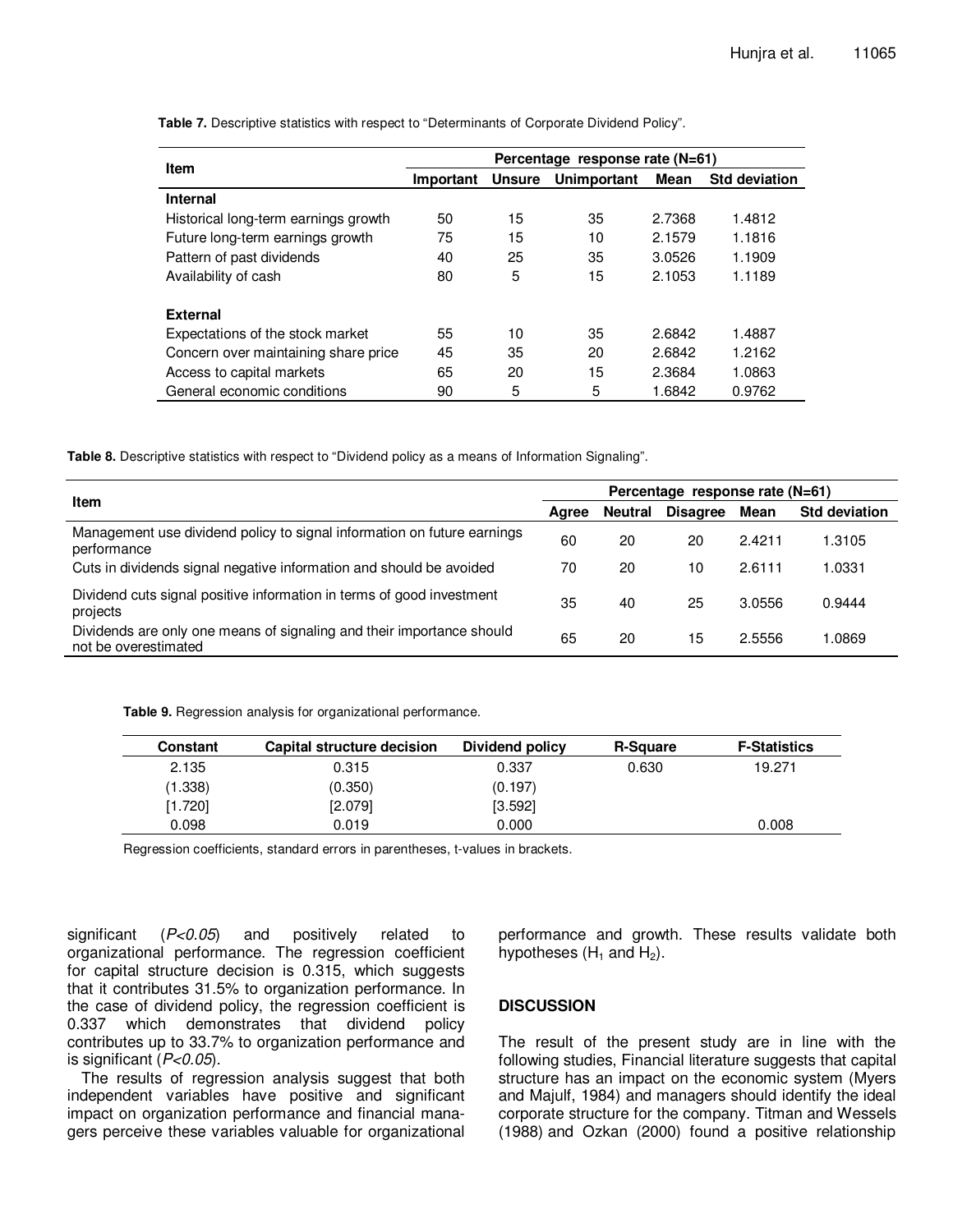**Table 7.** Descriptive statistics with respect to "Determinants of Corporate Dividend Policy".

| Item | Percentage response rate (N=61) | | | | |
|---|---|---|---|---|---|
| | Important | Unsure | Unimportant | Mean | Std deviation |
| **Internal** | | | | | |
| Historical long-term earnings growth | 50 | 15 | 35 | 2.7368 | 1.4812 |
| Future long-term earnings growth | 75 | 15 | 10 | 2.1579 | 1.1816 |
| Pattern of past dividends | 40 | 25 | 35 | 3.0526 | 1.1909 |
| Availability of cash | 80 | 5 | 15 | 2.1053 | 1.1189 |
| **External** | | | | | |
| Expectations of the stock market | 55 | 10 | 35 | 2.6842 | 1.4887 |
| Concern over maintaining share price | 45 | 35 | 20 | 2.6842 | 1.2162 |
| Access to capital markets | 65 | 20 | 15 | 2.3684 | 1.0863 |
| General economic conditions | 90 | 5 | 5 | 1.6842 | 0.9762 |

**Table 8.** Descriptive statistics with respect to "Dividend policy as a means of Information Signaling".

| Item | Percentage response rate (N=61) | | | | |
|---|---|---|---|---|---|
| | Agree | Neutral | Disagree | Mean | Std deviation |
| Management use dividend policy to signal information on future earnings performance | 60 | 20 | 20 | 2.4211 | 1.3105 |
| Cuts in dividends signal negative information and should be avoided | 70 | 20 | 10 | 2.6111 | 1.0331 |
| Dividend cuts signal positive information in terms of good investment projects | 35 | 40 | 25 | 3.0556 | 0.9444 |
| Dividends are only one means of signaling and their importance should not be overestimated | 65 | 20 | 15 | 2.5556 | 1.0869 |

**Table 9.** Regression analysis for organizational performance.

| Constant | Capital structure decision | Dividend policy | R-Square | F-Statistics |
|---|---|---|---|---|
| 2.135 | 0.315 | 0.337 | 0.630 | 19.271 |
| (1.338) | (0.350) | (0.197) | | |
| [1.720] | [2.079] | [3.592] | | |
| 0.098 | 0.019 | 0.000 | | 0.008 |

Regression coefficients, standard errors in parentheses, t-values in brackets.

significant (*P<0.05*) and positively related to organizational performance. The regression coefficient for capital structure decision is 0.315, which suggests that it contributes 31.5% to organization performance. In the case of dividend policy, the regression coefficient is 0.337 which demonstrates that dividend policy contributes up to 33.7% to organization performance and is significant (*P<0.05*).

The results of regression analysis suggest that both independent variables have positive and significant impact on organization performance and financial managers perceive these variables valuable for organizational performance and growth. These results validate both hypotheses ($H_1$ and $H_2$).

## DISCUSSION

The result of the present study are in line with the following studies, Financial literature suggests that capital structure has an impact on the economic system (Myers and Majulf, 1984) and managers should identify the ideal corporate structure for the company. Titman and Wessels (1988) and Ozkan (2000) found a positive relationship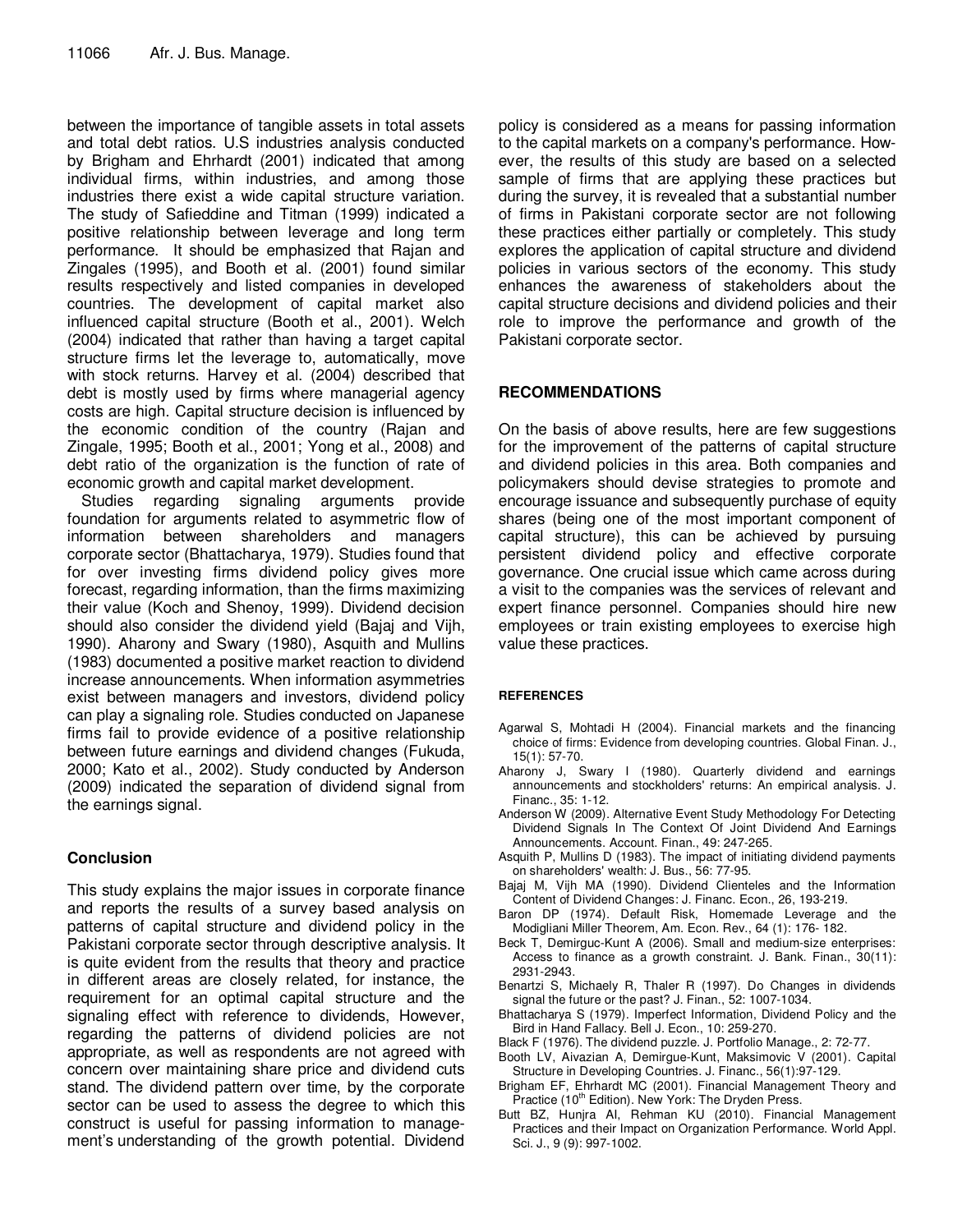between the importance of tangible assets in total assets and total debt ratios. U.S industries analysis conducted by Brigham and Ehrhardt (2001) indicated that among individual firms, within industries, and among those industries there exist a wide capital structure variation. The study of Safieddine and Titman (1999) indicated a positive relationship between leverage and long term performance. It should be emphasized that Rajan and Zingales (1995), and Booth et al. (2001) found similar results respectively and listed companies in developed countries. The development of capital market also influenced capital structure (Booth et al., 2001). Welch (2004) indicated that rather than having a target capital structure firms let the leverage to, automatically, move with stock returns. Harvey et al. (2004) described that debt is mostly used by firms where managerial agency costs are high. Capital structure decision is influenced by the economic condition of the country (Rajan and Zingale, 1995; Booth et al., 2001; Yong et al., 2008) and debt ratio of the organization is the function of rate of economic growth and capital market development.

Studies regarding signaling arguments provide foundation for arguments related to asymmetric flow of information between shareholders and managers corporate sector (Bhattacharya, 1979). Studies found that for over investing firms dividend policy gives more forecast, regarding information, than the firms maximizing their value (Koch and Shenoy, 1999). Dividend decision should also consider the dividend yield (Bajaj and Vijh, 1990). Aharony and Swary (1980), Asquith and Mullins (1983) documented a positive market reaction to dividend increase announcements. When information asymmetries exist between managers and investors, dividend policy can play a signaling role. Studies conducted on Japanese firms fail to provide evidence of a positive relationship between future earnings and dividend changes (Fukuda, 2000; Kato et al., 2002). Study conducted by Anderson (2009) indicated the separation of dividend signal from the earnings signal.

## Conclusion

This study explains the major issues in corporate finance and reports the results of a survey based analysis on patterns of capital structure and dividend policy in the Pakistani corporate sector through descriptive analysis. It is quite evident from the results that theory and practice in different areas are closely related, for instance, the requirement for an optimal capital structure and the signaling effect with reference to dividends, However, regarding the patterns of dividend policies are not appropriate, as well as respondents are not agreed with concern over maintaining share price and dividend cuts stand. The dividend pattern over time, by the corporate sector can be used to assess the degree to which this construct is useful for passing information to management's understanding of the growth potential. Dividend policy is considered as a means for passing information to the capital markets on a company's performance. However, the results of this study are based on a selected sample of firms that are applying these practices but during the survey, it is revealed that a substantial number of firms in Pakistani corporate sector are not following these practices either partially or completely. This study explores the application of capital structure and dividend policies in various sectors of the economy. This study enhances the awareness of stakeholders about the capital structure decisions and dividend policies and their role to improve the performance and growth of the Pakistani corporate sector.

## RECOMMENDATIONS

On the basis of above results, here are few suggestions for the improvement of the patterns of capital structure and dividend policies in this area. Both companies and policymakers should devise strategies to promote and encourage issuance and subsequently purchase of equity shares (being one of the most important component of capital structure), this can be achieved by pursuing persistent dividend policy and effective corporate governance. One crucial issue which came across during a visit to the companies was the services of relevant and expert finance personnel. Companies should hire new employees or train existing employees to exercise high value these practices.

## REFERENCES

Agarwal S, Mohtadi H (2004). Financial markets and the financing choice of firms: Evidence from developing countries. Global Finan. J., 15(1): 57-70.

Aharony J, Swary I (1980). Quarterly dividend and earnings announcements and stockholders' returns: An empirical analysis. J. Financ., 35: 1-12.

Anderson W (2009). Alternative Event Study Methodology For Detecting Dividend Signals In The Context Of Joint Dividend And Earnings Announcements. Account. Finan., 49: 247-265.

Asquith P, Mullins D (1983). The impact of initiating dividend payments on shareholders' wealth: J. Bus., 56: 77-95.

Bajaj M, Vijh MA (1990). Dividend Clienteles and the Information Content of Dividend Changes: J. Financ. Econ., 26, 193-219.

Baron DP (1974). Default Risk, Homemade Leverage and the Modigliani Miller Theorem, Am. Econ. Rev., 64 (1): 176- 182.

Beck T, Demirguc-Kunt A (2006). Small and medium-size enterprises: Access to finance as a growth constraint. J. Bank. Finan., 30(11): 2931-2943.

Benartzi S, Michaely R, Thaler R (1997). Do Changes in dividends signal the future or the past? J. Finan., 52: 1007-1034.

Bhattacharya S (1979). Imperfect Information, Dividend Policy and the Bird in Hand Fallacy. Bell J. Econ., 10: 259-270.

Black F (1976). The dividend puzzle. J. Portfolio Manage., 2: 72-77.

Booth LV, Aivazian A, Demirgue-Kunt, Maksimovic V (2001). Capital Structure in Developing Countries. J. Financ., 56(1):97-129.

Brigham EF, Ehrhardt MC (2001). Financial Management Theory and Practice (10th Edition). New York: The Dryden Press.

Butt BZ, Hunjra AI, Rehman KU (2010). Financial Management Practices and their Impact on Organization Performance. World Appl. Sci. J., 9 (9): 997-1002.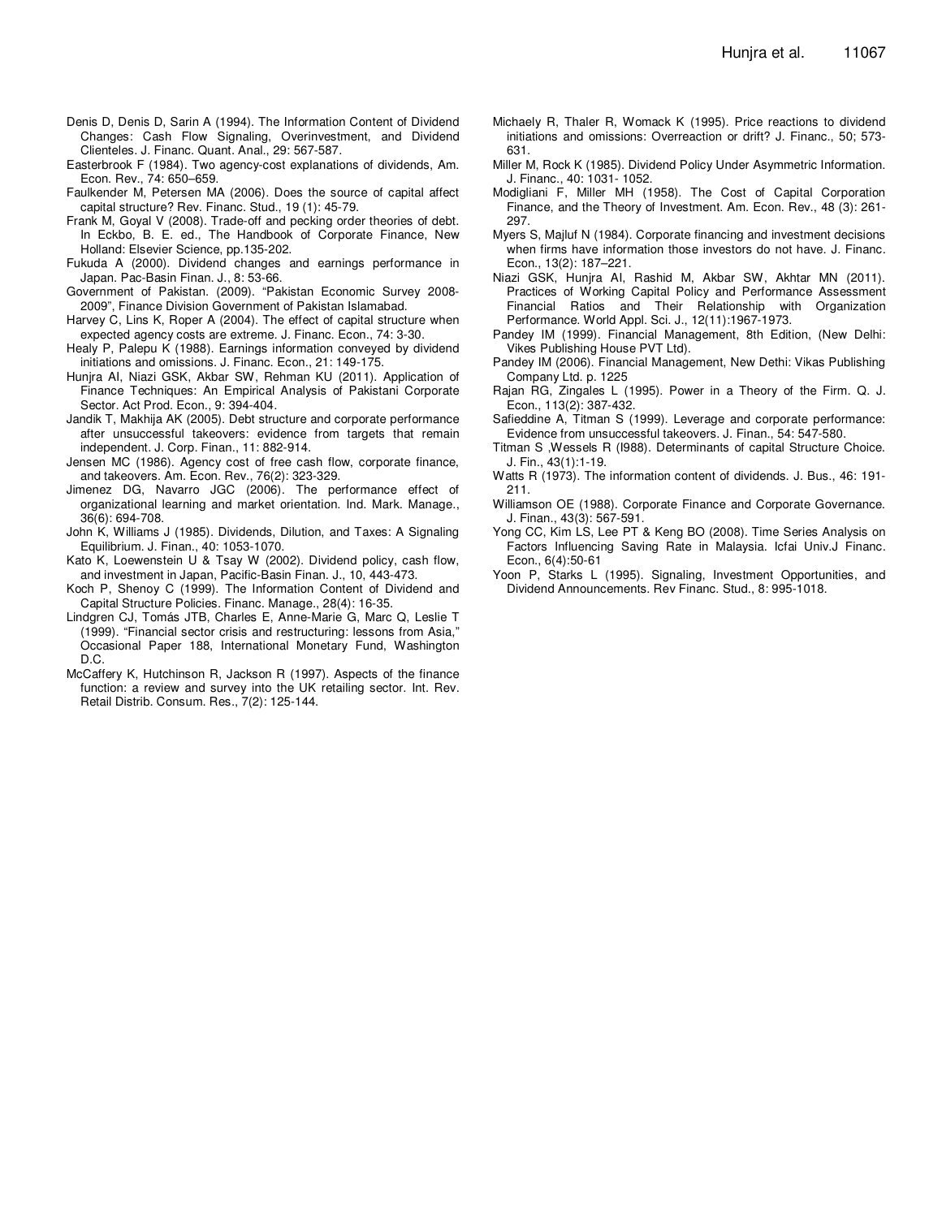Denis D, Denis D, Sarin A (1994). The Information Content of Dividend Changes: Cash Flow Signaling, Overinvestment, and Dividend Clienteles. J. Financ. Quant. Anal., 29: 567-587.

Easterbrook F (1984). Two agency-cost explanations of dividends, Am. Econ. Rev., 74: 650–659.

Faulkender M, Petersen MA (2006). Does the source of capital affect capital structure? Rev. Financ. Stud., 19 (1): 45-79.

Frank M, Goyal V (2008). Trade-off and pecking order theories of debt. In Eckbo, B. E. ed., The Handbook of Corporate Finance, New Holland: Elsevier Science, pp.135-202.

Fukuda A (2000). Dividend changes and earnings performance in Japan. Pac-Basin Finan. J., 8: 53-66.

Government of Pakistan. (2009). "Pakistan Economic Survey 2008-2009", Finance Division Government of Pakistan Islamabad.

Harvey C, Lins K, Roper A (2004). The effect of capital structure when expected agency costs are extreme. J. Financ. Econ., 74: 3-30.

Healy P, Palepu K (1988). Earnings information conveyed by dividend initiations and omissions. J. Financ. Econ., 21: 149-175.

Hunjra AI, Niazi GSK, Akbar SW, Rehman KU (2011). Application of Finance Techniques: An Empirical Analysis of Pakistani Corporate Sector. Act Prod. Econ., 9: 394-404.

Jandik T, Makhija AK (2005). Debt structure and corporate performance after unsuccessful takeovers: evidence from targets that remain independent. J. Corp. Finan., 11: 882-914.

Jensen MC (1986). Agency cost of free cash flow, corporate finance, and takeovers. Am. Econ. Rev., 76(2): 323-329.

Jimenez DG, Navarro JGC (2006). The performance effect of organizational learning and market orientation. Ind. Mark. Manage., 36(6): 694-708.

John K, Williams J (1985). Dividends, Dilution, and Taxes: A Signaling Equilibrium. J. Finan., 40: 1053-1070.

Kato K, Loewenstein U & Tsay W (2002). Dividend policy, cash flow, and investment in Japan, Pacific-Basin Finan. J., 10, 443-473.

Koch P, Shenoy C (1999). The Information Content of Dividend and Capital Structure Policies. Financ. Manage., 28(4): 16-35.

Lindgren CJ, Tomás JTB, Charles E, Anne-Marie G, Marc Q, Leslie T (1999). "Financial sector crisis and restructuring: lessons from Asia," Occasional Paper 188, International Monetary Fund, Washington D.C.

McCaffery K, Hutchinson R, Jackson R (1997). Aspects of the finance function: a review and survey into the UK retailing sector. Int. Rev. Retail Distrib. Consum. Res., 7(2): 125-144.

Michaely R, Thaler R, Womack K (1995). Price reactions to dividend initiations and omissions: Overreaction or drift? J. Financ., 50; 573-631.

Miller M, Rock K (1985). Dividend Policy Under Asymmetric Information. J. Financ., 40: 1031- 1052.

Modigliani F, Miller MH (1958). The Cost of Capital Corporation Finance, and the Theory of Investment. Am. Econ. Rev., 48 (3): 261-297.

Myers S, Majluf N (1984). Corporate financing and investment decisions when firms have information those investors do not have. J. Financ. Econ., 13(2): 187–221.

Niazi GSK, Hunjra AI, Rashid M, Akbar SW, Akhtar MN (2011). Practices of Working Capital Policy and Performance Assessment Financial Ratios and Their Relationship with Organization Performance. World Appl. Sci. J., 12(11):1967-1973.

Pandey IM (1999). Financial Management, 8th Edition, (New Delhi: Vikes Publishing House PVT Ltd).

Pandey IM (2006). Financial Management, New Dethi: Vikas Publishing Company Ltd. p. 1225

Rajan RG, Zingales L (1995). Power in a Theory of the Firm. Q. J. Econ., 113(2): 387-432.

Safieddine A, Titman S (1999). Leverage and corporate performance: Evidence from unsuccessful takeovers. J. Finan., 54: 547-580.

Titman S ,Wessels R (I988). Determinants of capital Structure Choice. J. Fin., 43(1):1-19.

Watts R (1973). The information content of dividends. J. Bus., 46: 191-211.

Williamson OE (1988). Corporate Finance and Corporate Governance. J. Finan., 43(3): 567-591.

Yong CC, Kim LS, Lee PT & Keng BO (2008). Time Series Analysis on Factors Influencing Saving Rate in Malaysia. Icfai Univ.J Financ. Econ., 6(4):50-61

Yoon P, Starks L (1995). Signaling, Investment Opportunities, and Dividend Announcements. Rev Financ. Stud., 8: 995-1018.